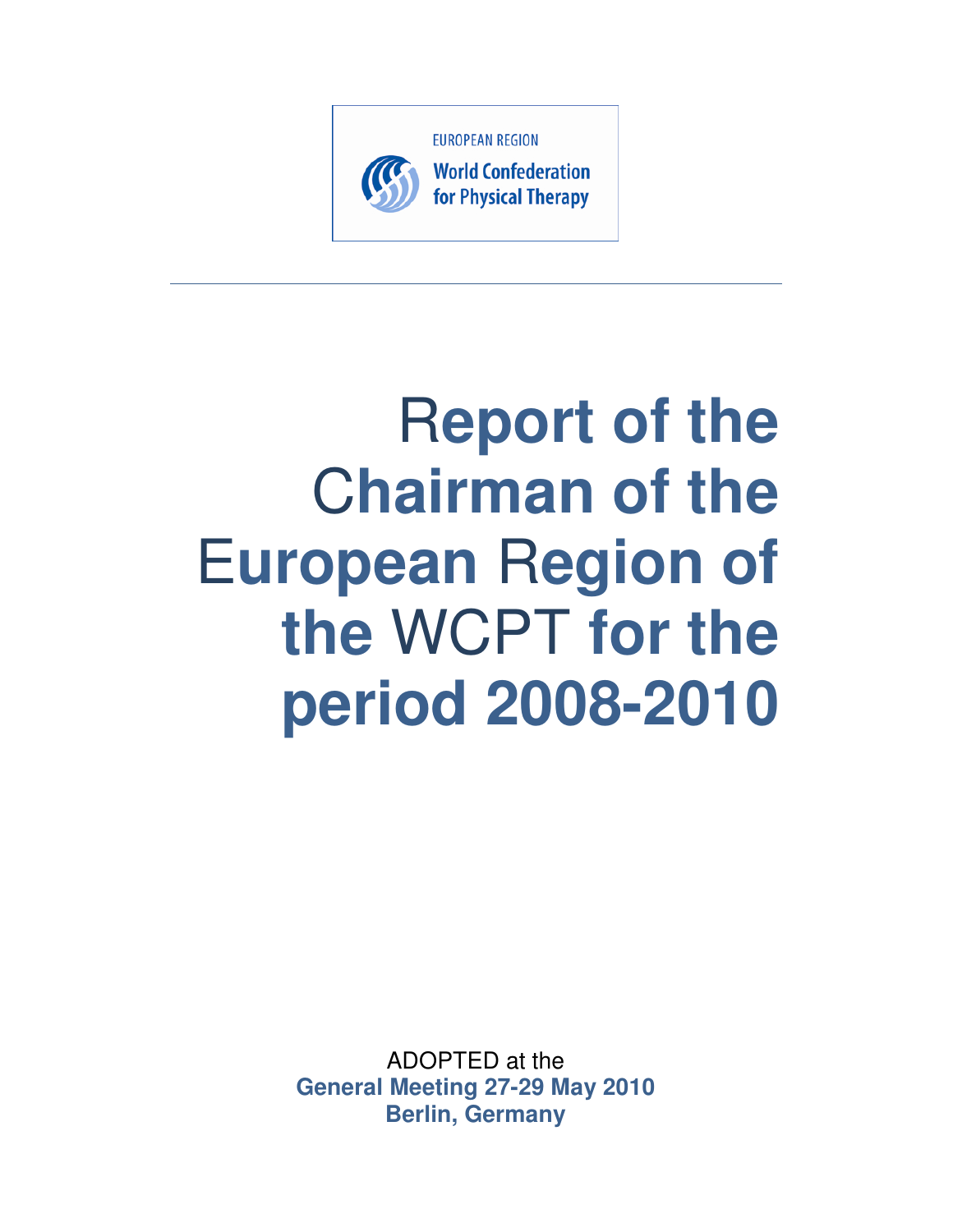EUROPEAN REGION
World Confederation
for Physical Therapy

# Report of the Chairman of the European Region of the WCPT for the period 2008-2010

ADOPTED at the
**General Meeting 27-29 May 2010**
**Berlin, Germany**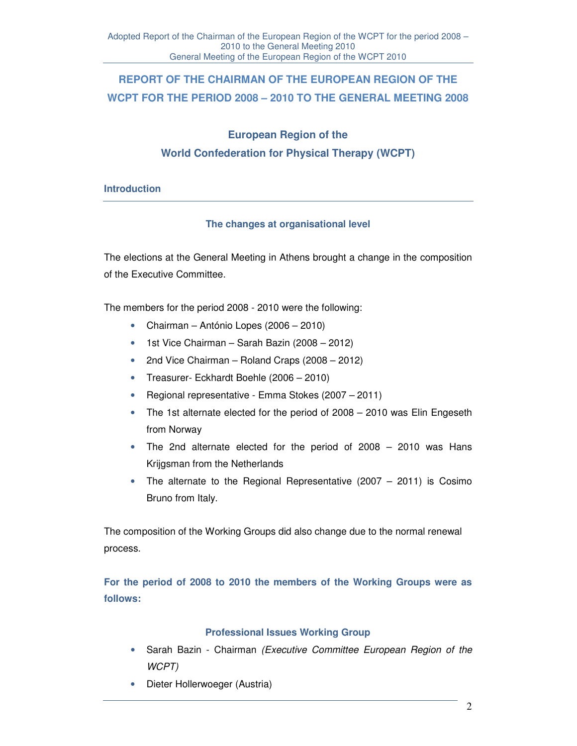## REPORT OF THE CHAIRMAN OF THE EUROPEAN REGION OF THE WCPT FOR THE PERIOD 2008 – 2010 TO THE GENERAL MEETING 2008

### European Region of the World Confederation for Physical Therapy (WCPT)

### Introduction

#### The changes at organisational level

The elections at the General Meeting in Athens brought a change in the composition of the Executive Committee.

The members for the period 2008 - 2010 were the following:

- Chairman – António Lopes (2006 – 2010)
- 1st Vice Chairman – Sarah Bazin (2008 – 2012)
- 2nd Vice Chairman – Roland Craps (2008 – 2012)
- Treasurer- Eckhardt Boehle (2006 – 2010)
- Regional representative - Emma Stokes (2007 – 2011)
- The 1st alternate elected for the period of 2008 – 2010 was Elin Engeseth from Norway
- The 2nd alternate elected for the period of 2008 – 2010 was Hans Krijgsman from the Netherlands
- The alternate to the Regional Representative (2007 – 2011) is Cosimo Bruno from Italy.

The composition of the Working Groups did also change due to the normal renewal process.

**For the period of 2008 to 2010 the members of the Working Groups were as follows:**

#### Professional Issues Working Group

- Sarah Bazin - Chairman *(Executive Committee European Region of the WCPT)*
- Dieter Hollerwoeger (Austria)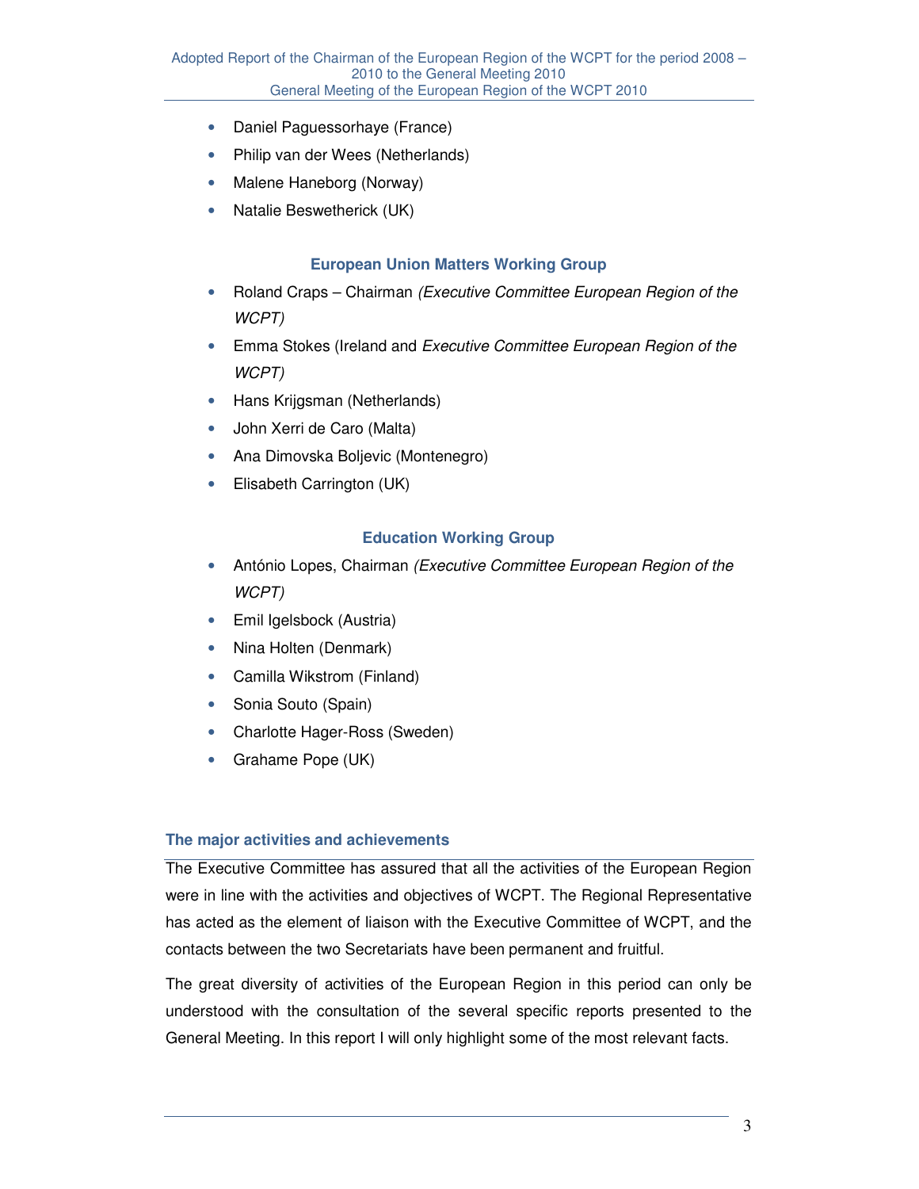- Daniel Paguessorhaye (France)
- Philip van der Wees (Netherlands)
- Malene Haneborg (Norway)
- Natalie Beswetherick (UK)

### European Union Matters Working Group

- Roland Craps – Chairman *(Executive Committee European Region of the WCPT)*
- Emma Stokes (Ireland and *Executive Committee European Region of the WCPT)*
- Hans Krijgsman (Netherlands)
- John Xerri de Caro (Malta)
- Ana Dimovska Boljevic (Montenegro)
- Elisabeth Carrington (UK)

### Education Working Group

- António Lopes, Chairman *(Executive Committee European Region of the WCPT)*
- Emil Igelsbock (Austria)
- Nina Holten (Denmark)
- Camilla Wikstrom (Finland)
- Sonia Souto (Spain)
- Charlotte Hager-Ross (Sweden)
- Grahame Pope (UK)

## The major activities and achievements

The Executive Committee has assured that all the activities of the European Region were in line with the activities and objectives of WCPT. The Regional Representative has acted as the element of liaison with the Executive Committee of WCPT, and the contacts between the two Secretariats have been permanent and fruitful.

The great diversity of activities of the European Region in this period can only be understood with the consultation of the several specific reports presented to the General Meeting. In this report I will only highlight some of the most relevant facts.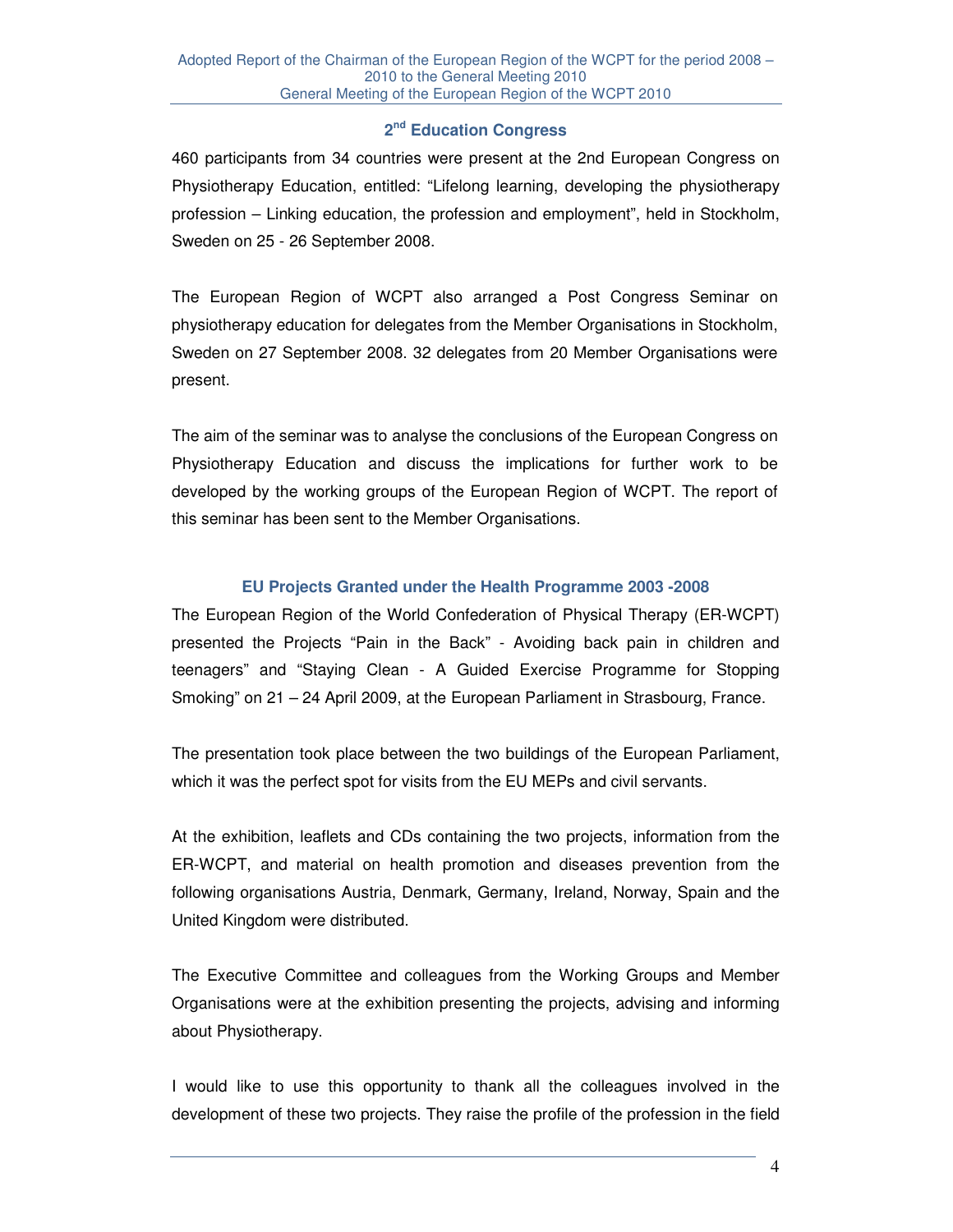## 2nd Education Congress

460 participants from 34 countries were present at the 2nd European Congress on Physiotherapy Education, entitled: "Lifelong learning, developing the physiotherapy profession – Linking education, the profession and employment", held in Stockholm, Sweden on 25 - 26 September 2008.

The European Region of WCPT also arranged a Post Congress Seminar on physiotherapy education for delegates from the Member Organisations in Stockholm, Sweden on 27 September 2008. 32 delegates from 20 Member Organisations were present.

The aim of the seminar was to analyse the conclusions of the European Congress on Physiotherapy Education and discuss the implications for further work to be developed by the working groups of the European Region of WCPT. The report of this seminar has been sent to the Member Organisations.

## EU Projects Granted under the Health Programme 2003 -2008

The European Region of the World Confederation of Physical Therapy (ER-WCPT) presented the Projects "Pain in the Back" - Avoiding back pain in children and teenagers" and "Staying Clean - A Guided Exercise Programme for Stopping Smoking" on 21 – 24 April 2009, at the European Parliament in Strasbourg, France.

The presentation took place between the two buildings of the European Parliament, which it was the perfect spot for visits from the EU MEPs and civil servants.

At the exhibition, leaflets and CDs containing the two projects, information from the ER-WCPT, and material on health promotion and diseases prevention from the following organisations Austria, Denmark, Germany, Ireland, Norway, Spain and the United Kingdom were distributed.

The Executive Committee and colleagues from the Working Groups and Member Organisations were at the exhibition presenting the projects, advising and informing about Physiotherapy.

I would like to use this opportunity to thank all the colleagues involved in the development of these two projects. They raise the profile of the profession in the field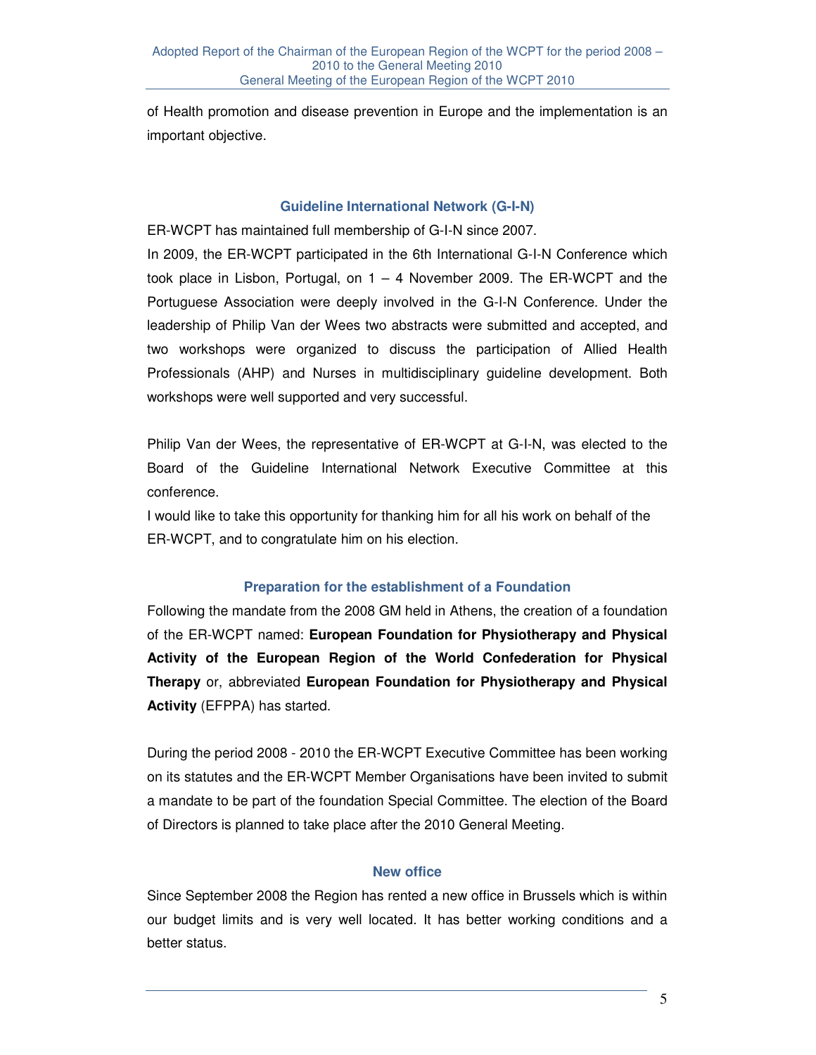of Health promotion and disease prevention in Europe and the implementation is an important objective.

## Guideline International Network (G-I-N)

ER-WCPT has maintained full membership of G-I-N since 2007.

In 2009, the ER-WCPT participated in the 6th International G-I-N Conference which took place in Lisbon, Portugal, on 1 – 4 November 2009. The ER-WCPT and the Portuguese Association were deeply involved in the G-I-N Conference. Under the leadership of Philip Van der Wees two abstracts were submitted and accepted, and two workshops were organized to discuss the participation of Allied Health Professionals (AHP) and Nurses in multidisciplinary guideline development. Both workshops were well supported and very successful.

Philip Van der Wees, the representative of ER-WCPT at G-I-N, was elected to the Board of the Guideline International Network Executive Committee at this conference.

I would like to take this opportunity for thanking him for all his work on behalf of the ER-WCPT, and to congratulate him on his election.

## Preparation for the establishment of a Foundation

Following the mandate from the 2008 GM held in Athens, the creation of a foundation of the ER-WCPT named: **European Foundation for Physiotherapy and Physical Activity of the European Region of the World Confederation for Physical Therapy** or, abbreviated **European Foundation for Physiotherapy and Physical Activity** (EFPPA) has started.

During the period 2008 - 2010 the ER-WCPT Executive Committee has been working on its statutes and the ER-WCPT Member Organisations have been invited to submit a mandate to be part of the foundation Special Committee. The election of the Board of Directors is planned to take place after the 2010 General Meeting.

## New office

Since September 2008 the Region has rented a new office in Brussels which is within our budget limits and is very well located. It has better working conditions and a better status.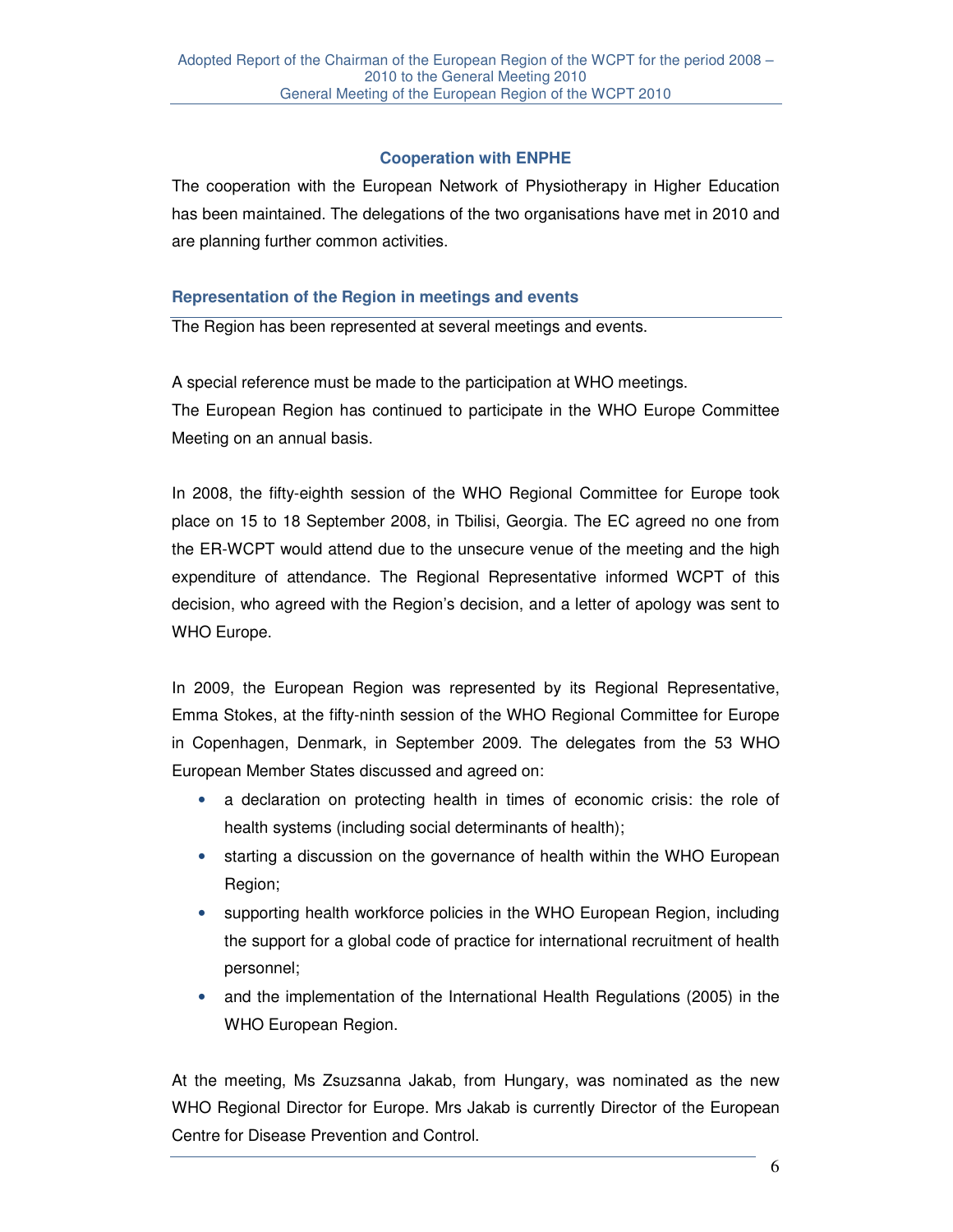### Cooperation with ENPHE

The cooperation with the European Network of Physiotherapy in Higher Education has been maintained. The delegations of the two organisations have met in 2010 and are planning further common activities.

### Representation of the Region in meetings and events

The Region has been represented at several meetings and events.

A special reference must be made to the participation at WHO meetings.
The European Region has continued to participate in the WHO Europe Committee Meeting on an annual basis.

In 2008, the fifty-eighth session of the WHO Regional Committee for Europe took place on 15 to 18 September 2008, in Tbilisi, Georgia. The EC agreed no one from the ER-WCPT would attend due to the unsecure venue of the meeting and the high expenditure of attendance. The Regional Representative informed WCPT of this decision, who agreed with the Region's decision, and a letter of apology was sent to WHO Europe.

In 2009, the European Region was represented by its Regional Representative, Emma Stokes, at the fifty-ninth session of the WHO Regional Committee for Europe in Copenhagen, Denmark, in September 2009. The delegates from the 53 WHO European Member States discussed and agreed on:

- a declaration on protecting health in times of economic crisis: the role of health systems (including social determinants of health);
- starting a discussion on the governance of health within the WHO European Region;
- supporting health workforce policies in the WHO European Region, including the support for a global code of practice for international recruitment of health personnel;
- and the implementation of the International Health Regulations (2005) in the WHO European Region.

At the meeting, Ms Zsuzsanna Jakab, from Hungary, was nominated as the new WHO Regional Director for Europe. Mrs Jakab is currently Director of the European Centre for Disease Prevention and Control.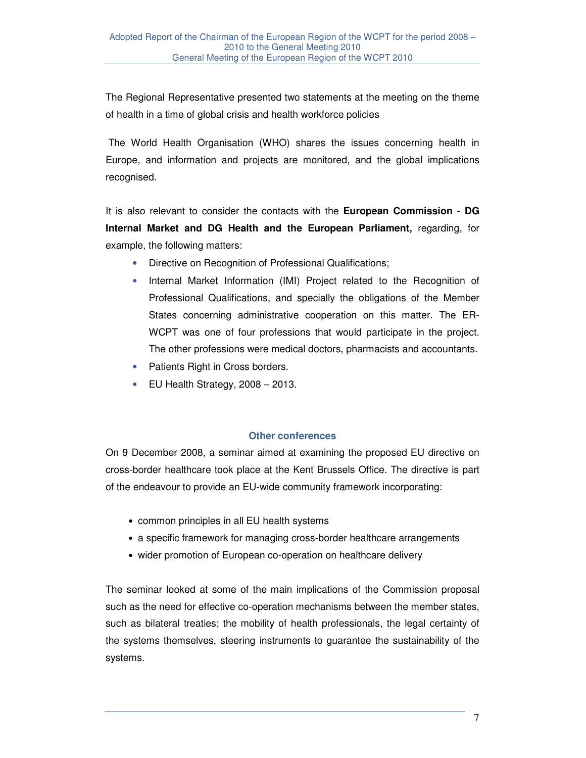The Regional Representative presented two statements at the meeting on the theme of health in a time of global crisis and health workforce policies

The World Health Organisation (WHO) shares the issues concerning health in Europe, and information and projects are monitored, and the global implications recognised.

It is also relevant to consider the contacts with the **European Commission - DG Internal Market and DG Health and the European Parliament,** regarding, for example, the following matters:

- Directive on Recognition of Professional Qualifications;
- Internal Market Information (IMI) Project related to the Recognition of Professional Qualifications, and specially the obligations of the Member States concerning administrative cooperation on this matter. The ER-WCPT was one of four professions that would participate in the project. The other professions were medical doctors, pharmacists and accountants.
- Patients Right in Cross borders.
- EU Health Strategy, 2008 – 2013.

## Other conferences

On 9 December 2008, a seminar aimed at examining the proposed EU directive on cross-border healthcare took place at the Kent Brussels Office. The directive is part of the endeavour to provide an EU-wide community framework incorporating:

- common principles in all EU health systems
- a specific framework for managing cross-border healthcare arrangements
- wider promotion of European co-operation on healthcare delivery

The seminar looked at some of the main implications of the Commission proposal such as the need for effective co-operation mechanisms between the member states, such as bilateral treaties; the mobility of health professionals, the legal certainty of the systems themselves, steering instruments to guarantee the sustainability of the systems.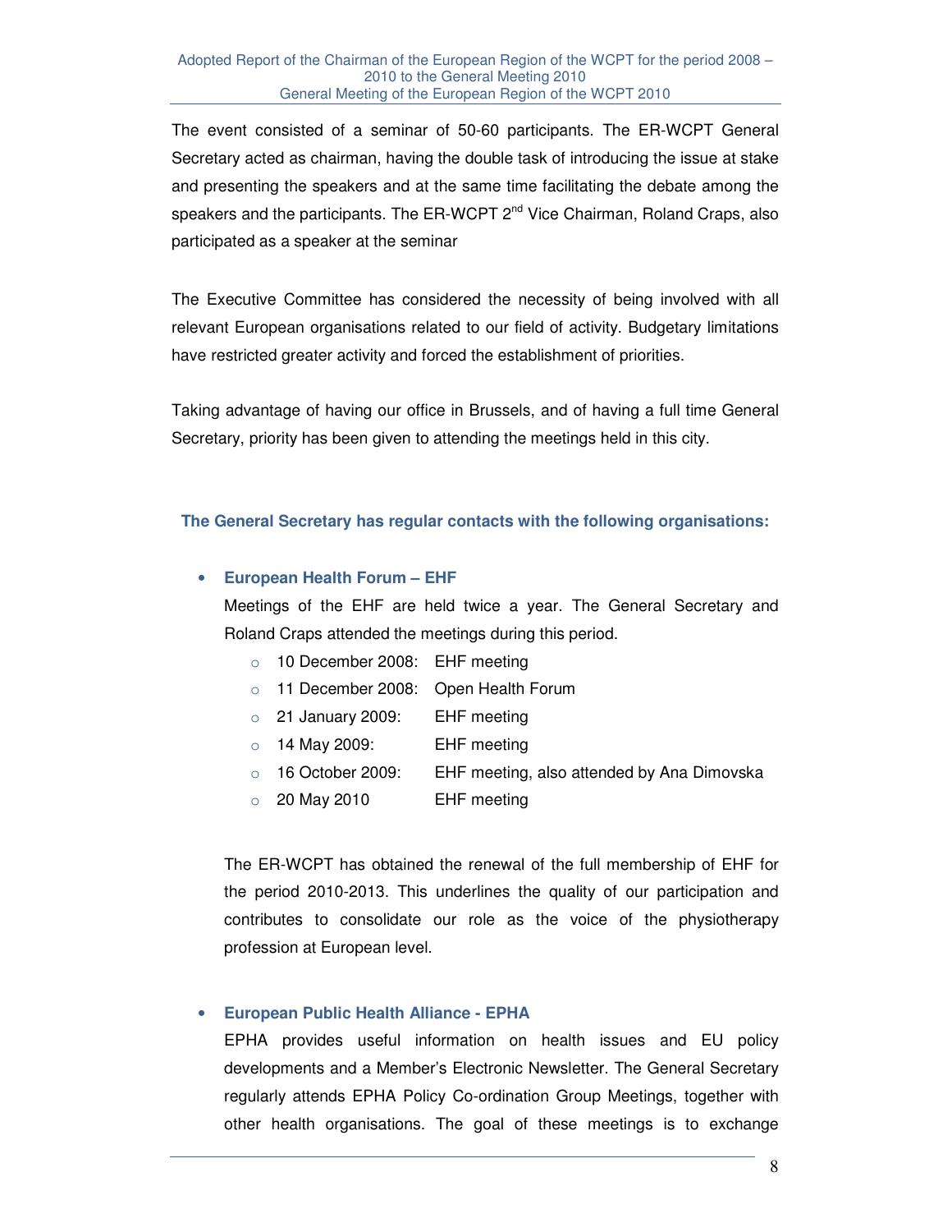The event consisted of a seminar of 50-60 participants. The ER-WCPT General Secretary acted as chairman, having the double task of introducing the issue at stake and presenting the speakers and at the same time facilitating the debate among the speakers and the participants. The ER-WCPT 2nd Vice Chairman, Roland Craps, also participated as a speaker at the seminar

The Executive Committee has considered the necessity of being involved with all relevant European organisations related to our field of activity. Budgetary limitations have restricted greater activity and forced the establishment of priorities.

Taking advantage of having our office in Brussels, and of having a full time General Secretary, priority has been given to attending the meetings held in this city.

**The General Secretary has regular contacts with the following organisations:**

- **European Health Forum – EHF**

  Meetings of the EHF are held twice a year. The General Secretary and Roland Craps attended the meetings during this period.

  - 10 December 2008: EHF meeting
  - 11 December 2008: Open Health Forum
  - 21 January 2009: EHF meeting
  - 14 May 2009: EHF meeting
  - 16 October 2009: EHF meeting, also attended by Ana Dimovska
  - 20 May 2010 EHF meeting

  The ER-WCPT has obtained the renewal of the full membership of EHF for the period 2010-2013. This underlines the quality of our participation and contributes to consolidate our role as the voice of the physiotherapy profession at European level.

- **European Public Health Alliance - EPHA**

  EPHA provides useful information on health issues and EU policy developments and a Member's Electronic Newsletter. The General Secretary regularly attends EPHA Policy Co-ordination Group Meetings, together with other health organisations. The goal of these meetings is to exchange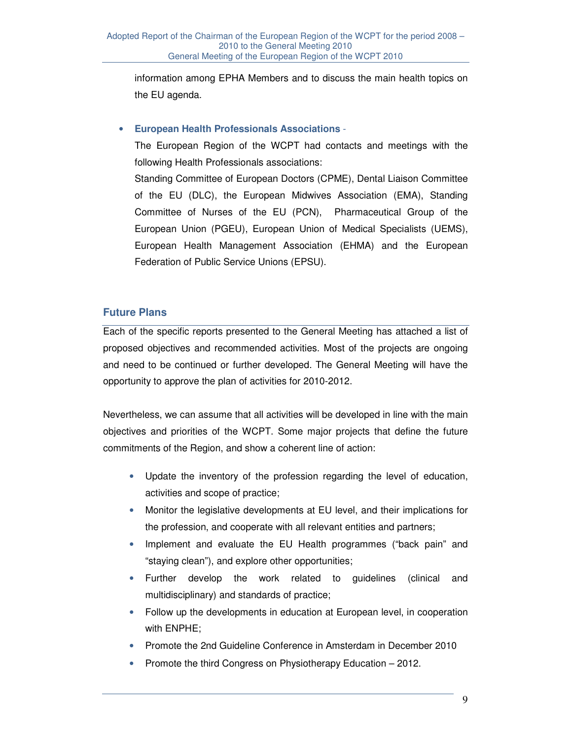information among EPHA Members and to discuss the main health topics on the EU agenda.

- **European Health Professionals Associations** -

  The European Region of the WCPT had contacts and meetings with the following Health Professionals associations:
  Standing Committee of European Doctors (CPME), Dental Liaison Committee of the EU (DLC), the European Midwives Association (EMA), Standing Committee of Nurses of the EU (PCN), Pharmaceutical Group of the European Union (PGEU), European Union of Medical Specialists (UEMS), European Health Management Association (EHMA) and the European Federation of Public Service Unions (EPSU).

## Future Plans

Each of the specific reports presented to the General Meeting has attached a list of proposed objectives and recommended activities. Most of the projects are ongoing and need to be continued or further developed. The General Meeting will have the opportunity to approve the plan of activities for 2010-2012.

Nevertheless, we can assume that all activities will be developed in line with the main objectives and priorities of the WCPT. Some major projects that define the future commitments of the Region, and show a coherent line of action:

- Update the inventory of the profession regarding the level of education, activities and scope of practice;
- Monitor the legislative developments at EU level, and their implications for the profession, and cooperate with all relevant entities and partners;
- Implement and evaluate the EU Health programmes ("back pain" and "staying clean"), and explore other opportunities;
- Further develop the work related to guidelines (clinical and multidisciplinary) and standards of practice;
- Follow up the developments in education at European level, in cooperation with ENPHE;
- Promote the 2nd Guideline Conference in Amsterdam in December 2010
- Promote the third Congress on Physiotherapy Education – 2012.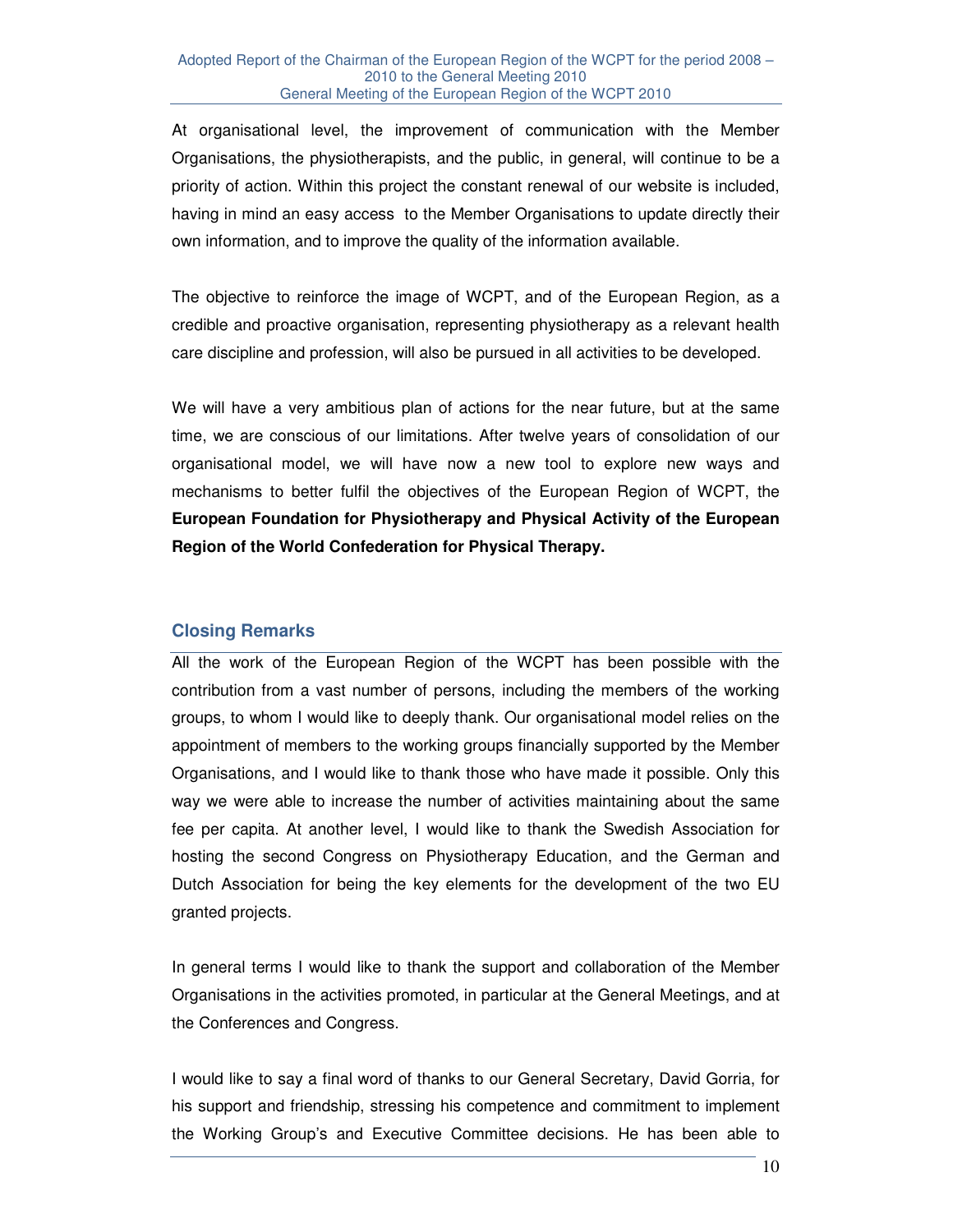At organisational level, the improvement of communication with the Member Organisations, the physiotherapists, and the public, in general, will continue to be a priority of action. Within this project the constant renewal of our website is included, having in mind an easy access to the Member Organisations to update directly their own information, and to improve the quality of the information available.

The objective to reinforce the image of WCPT, and of the European Region, as a credible and proactive organisation, representing physiotherapy as a relevant health care discipline and profession, will also be pursued in all activities to be developed.

We will have a very ambitious plan of actions for the near future, but at the same time, we are conscious of our limitations. After twelve years of consolidation of our organisational model, we will have now a new tool to explore new ways and mechanisms to better fulfil the objectives of the European Region of WCPT, the **European Foundation for Physiotherapy and Physical Activity of the European Region of the World Confederation for Physical Therapy.**

## Closing Remarks

All the work of the European Region of the WCPT has been possible with the contribution from a vast number of persons, including the members of the working groups, to whom I would like to deeply thank. Our organisational model relies on the appointment of members to the working groups financially supported by the Member Organisations, and I would like to thank those who have made it possible. Only this way we were able to increase the number of activities maintaining about the same fee per capita. At another level, I would like to thank the Swedish Association for hosting the second Congress on Physiotherapy Education, and the German and Dutch Association for being the key elements for the development of the two EU granted projects.

In general terms I would like to thank the support and collaboration of the Member Organisations in the activities promoted, in particular at the General Meetings, and at the Conferences and Congress.

I would like to say a final word of thanks to our General Secretary, David Gorria, for his support and friendship, stressing his competence and commitment to implement the Working Group's and Executive Committee decisions. He has been able to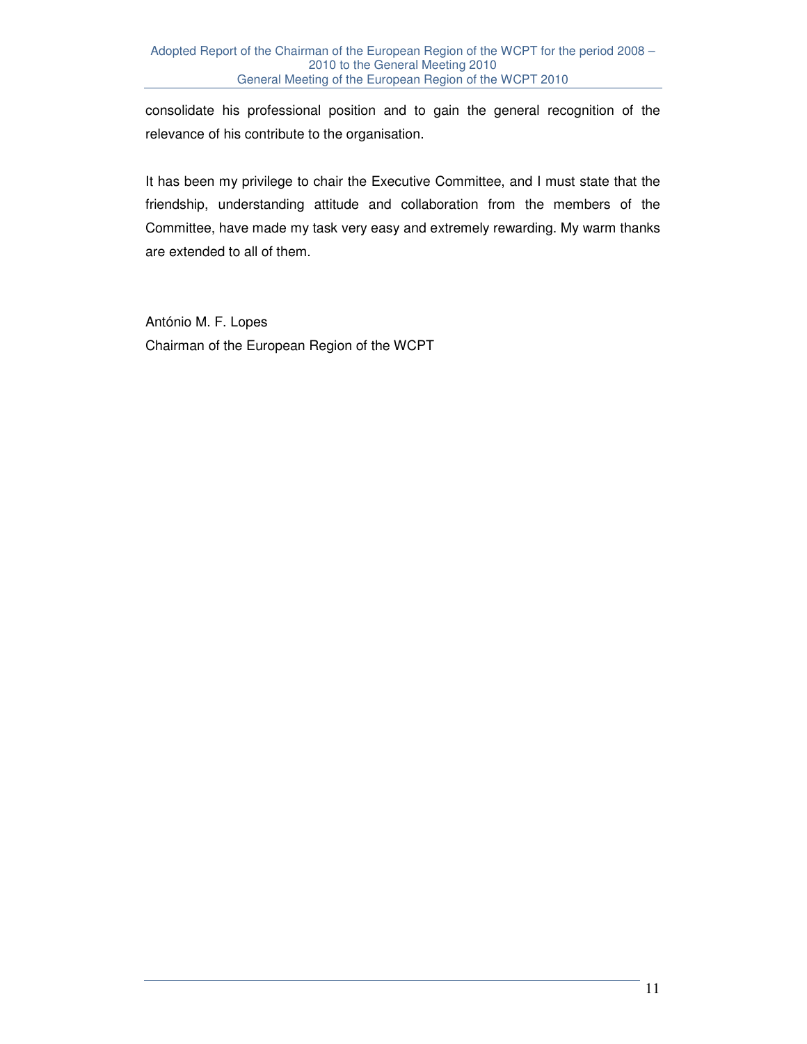consolidate his professional position and to gain the general recognition of the relevance of his contribute to the organisation.

It has been my privilege to chair the Executive Committee, and I must state that the friendship, understanding attitude and collaboration from the members of the Committee, have made my task very easy and extremely rewarding. My warm thanks are extended to all of them.

António M. F. Lopes
Chairman of the European Region of the WCPT